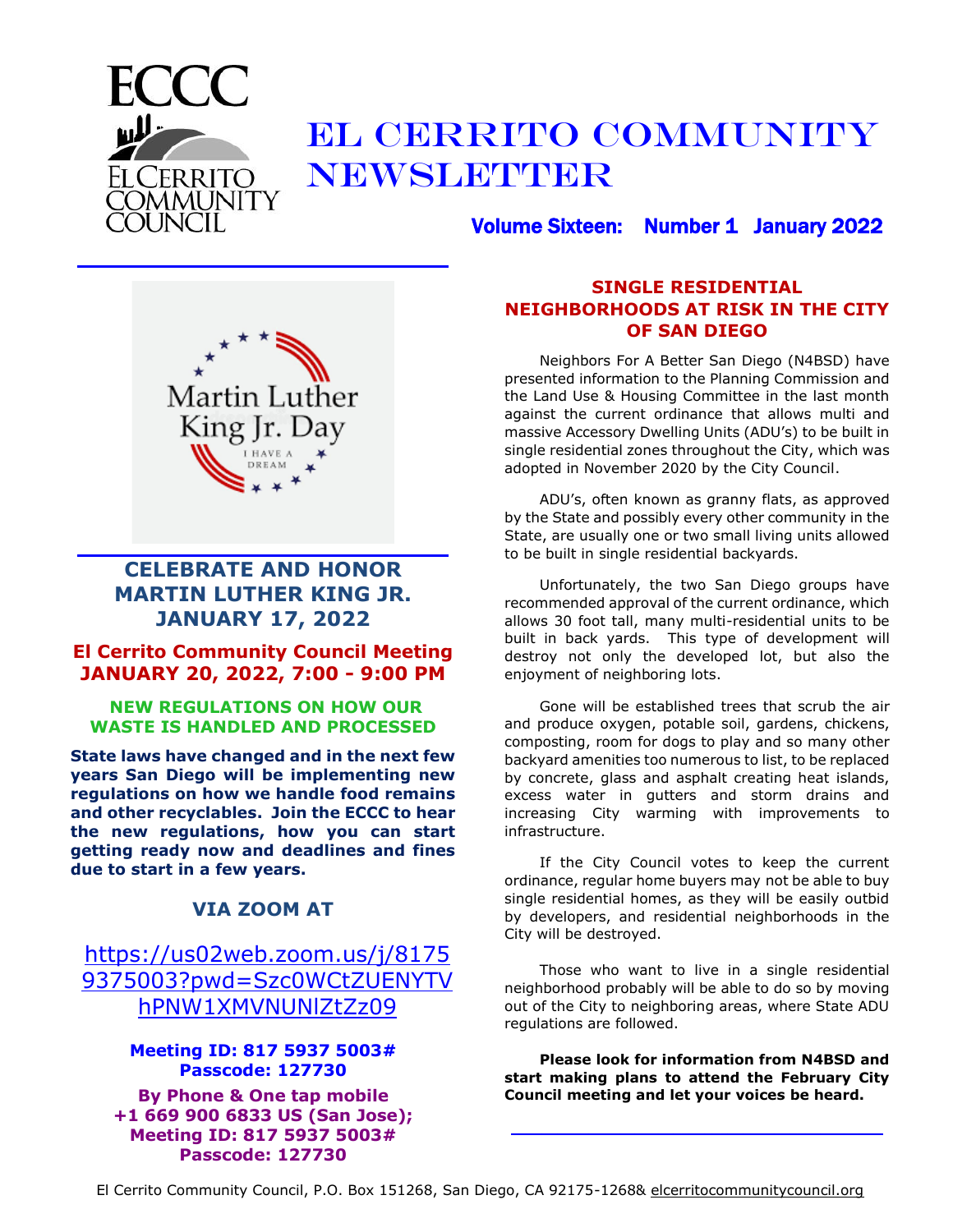ECCC

El Cerrito Community Council

# El Cerrito Community Newsletter

**Volume Sixteen: Number 1 January 2022**

Martin Luther King Jr. Day

I HAVE A DREAM

## CELEBRATE AND HONOR MARTIN LUTHER KING JR. JANUARY 17, 2022

### El Cerrito Community Council Meeting JANUARY 20, 2022, 7:00 - 9:00 PM

### NEW REGULATIONS ON HOW OUR WASTE IS HANDLED AND PROCESSED

**State laws have changed and in the next few years San Diego will be implementing new regulations on how we handle food remains and other recyclables. Join the ECCC to hear the new regulations, how you can start getting ready now and deadlines and fines due to start in a few years.**

### VIA ZOOM AT

https://us02web.zoom.us/j/81759375003?pwd=Szc0WCtZUENYTVhPNW1XMVNUNlZtZz09

**Meeting ID: 817 5937 5003#**
**Passcode: 127730**

**By Phone & One tap mobile**
**+1 669 900 6833 US (San Jose);**
**Meeting ID: 817 5937 5003#**
**Passcode: 127730**

## SINGLE RESIDENTIAL NEIGHBORHOODS AT RISK IN THE CITY OF SAN DIEGO

Neighbors For A Better San Diego (N4BSD) have presented information to the Planning Commission and the Land Use & Housing Committee in the last month against the current ordinance that allows multi and massive Accessory Dwelling Units (ADU's) to be built in single residential zones throughout the City, which was adopted in November 2020 by the City Council.

ADU's, often known as granny flats, as approved by the State and possibly every other community in the State, are usually one or two small living units allowed to be built in single residential backyards.

Unfortunately, the two San Diego groups have recommended approval of the current ordinance, which allows 30 foot tall, many multi-residential units to be built in back yards. This type of development will destroy not only the developed lot, but also the enjoyment of neighboring lots.

Gone will be established trees that scrub the air and produce oxygen, potable soil, gardens, chickens, composting, room for dogs to play and so many other backyard amenities too numerous to list, to be replaced by concrete, glass and asphalt creating heat islands, excess water in gutters and storm drains and increasing City warming with improvements to infrastructure.

If the City Council votes to keep the current ordinance, regular home buyers may not be able to buy single residential homes, as they will be easily outbid by developers, and residential neighborhoods in the City will be destroyed.

Those who want to live in a single residential neighborhood probably will be able to do so by moving out of the City to neighboring areas, where State ADU regulations are followed.

**Please look for information from N4BSD and start making plans to attend the February City Council meeting and let your voices be heard.**

El Cerrito Community Council, P.O. Box 151268, San Diego, CA 92175-1268& elcerritocommunitycouncil.org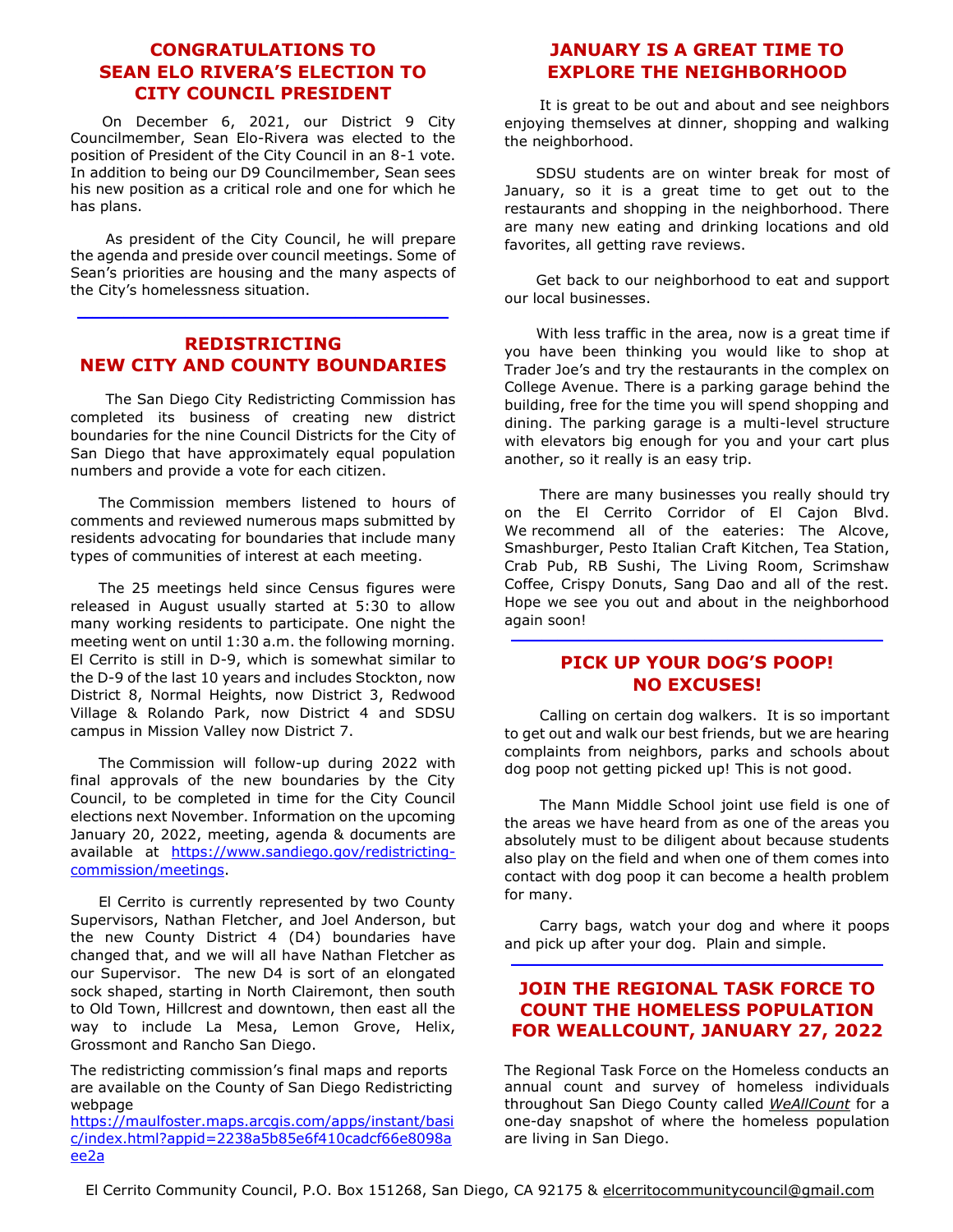## CONGRATULATIONS TO SEAN ELO RIVERA'S ELECTION TO CITY COUNCIL PRESIDENT

On December 6, 2021, our District 9 City Councilmember, Sean Elo-Rivera was elected to the position of President of the City Council in an 8-1 vote. In addition to being our D9 Councilmember, Sean sees his new position as a critical role and one for which he has plans.

As president of the City Council, he will prepare the agenda and preside over council meetings. Some of Sean's priorities are housing and the many aspects of the City's homelessness situation.

## REDISTRICTING NEW CITY AND COUNTY BOUNDARIES

The San Diego City Redistricting Commission has completed its business of creating new district boundaries for the nine Council Districts for the City of San Diego that have approximately equal population numbers and provide a vote for each citizen.

The Commission members listened to hours of comments and reviewed numerous maps submitted by residents advocating for boundaries that include many types of communities of interest at each meeting.

The 25 meetings held since Census figures were released in August usually started at 5:30 to allow many working residents to participate. One night the meeting went on until 1:30 a.m. the following morning. El Cerrito is still in D-9, which is somewhat similar to the D-9 of the last 10 years and includes Stockton, now District 8, Normal Heights, now District 3, Redwood Village & Rolando Park, now District 4 and SDSU campus in Mission Valley now District 7.

The Commission will follow-up during 2022 with final approvals of the new boundaries by the City Council, to be completed in time for the City Council elections next November. Information on the upcoming January 20, 2022, meeting, agenda & documents are available at [https://www.sandiego.gov/redistricting-commission/meetings](https://www.sandiego.gov/redistricting-commission/meetings).

El Cerrito is currently represented by two County Supervisors, Nathan Fletcher, and Joel Anderson, but the new County District 4 (D4) boundaries have changed that, and we will all have Nathan Fletcher as our Supervisor. The new D4 is sort of an elongated sock shaped, starting in North Clairemont, then south to Old Town, Hillcrest and downtown, then east all the way to include La Mesa, Lemon Grove, Helix, Grossmont and Rancho San Diego.

The redistricting commission's final maps and reports are available on the County of San Diego Redistricting webpage [https://maulfoster.maps.arcgis.com/apps/instant/basic/index.html?appid=2238a5b85e6f410cadcf66e8098aee2a](https://maulfoster.maps.arcgis.com/apps/instant/basic/index.html?appid=2238a5b85e6f410cadcf66e8098aee2a)

## JANUARY IS A GREAT TIME TO EXPLORE THE NEIGHBORHOOD

It is great to be out and about and see neighbors enjoying themselves at dinner, shopping and walking the neighborhood.

SDSU students are on winter break for most of January, so it is a great time to get out to the restaurants and shopping in the neighborhood. There are many new eating and drinking locations and old favorites, all getting rave reviews.

Get back to our neighborhood to eat and support our local businesses.

With less traffic in the area, now is a great time if you have been thinking you would like to shop at Trader Joe's and try the restaurants in the complex on College Avenue. There is a parking garage behind the building, free for the time you will spend shopping and dining. The parking garage is a multi-level structure with elevators big enough for you and your cart plus another, so it really is an easy trip.

There are many businesses you really should try on the El Cerrito Corridor of El Cajon Blvd. We recommend all of the eateries: The Alcove, Smashburger, Pesto Italian Craft Kitchen, Tea Station, Crab Pub, RB Sushi, The Living Room, Scrimshaw Coffee, Crispy Donuts, Sang Dao and all of the rest. Hope we see you out and about in the neighborhood again soon!

## PICK UP YOUR DOG'S POOP! NO EXCUSES!

Calling on certain dog walkers. It is so important to get out and walk our best friends, but we are hearing complaints from neighbors, parks and schools about dog poop not getting picked up! This is not good.

The Mann Middle School joint use field is one of the areas we have heard from as one of the areas you absolutely must to be diligent about because students also play on the field and when one of them comes into contact with dog poop it can become a health problem for many.

Carry bags, watch your dog and where it poops and pick up after your dog. Plain and simple.

## JOIN THE REGIONAL TASK FORCE TO COUNT THE HOMELESS POPULATION FOR WEALLCOUNT, JANUARY 27, 2022

The Regional Task Force on the Homeless conducts an annual count and survey of homeless individuals throughout San Diego County called ***WeAllCount*** for a one-day snapshot of where the homeless population are living in San Diego.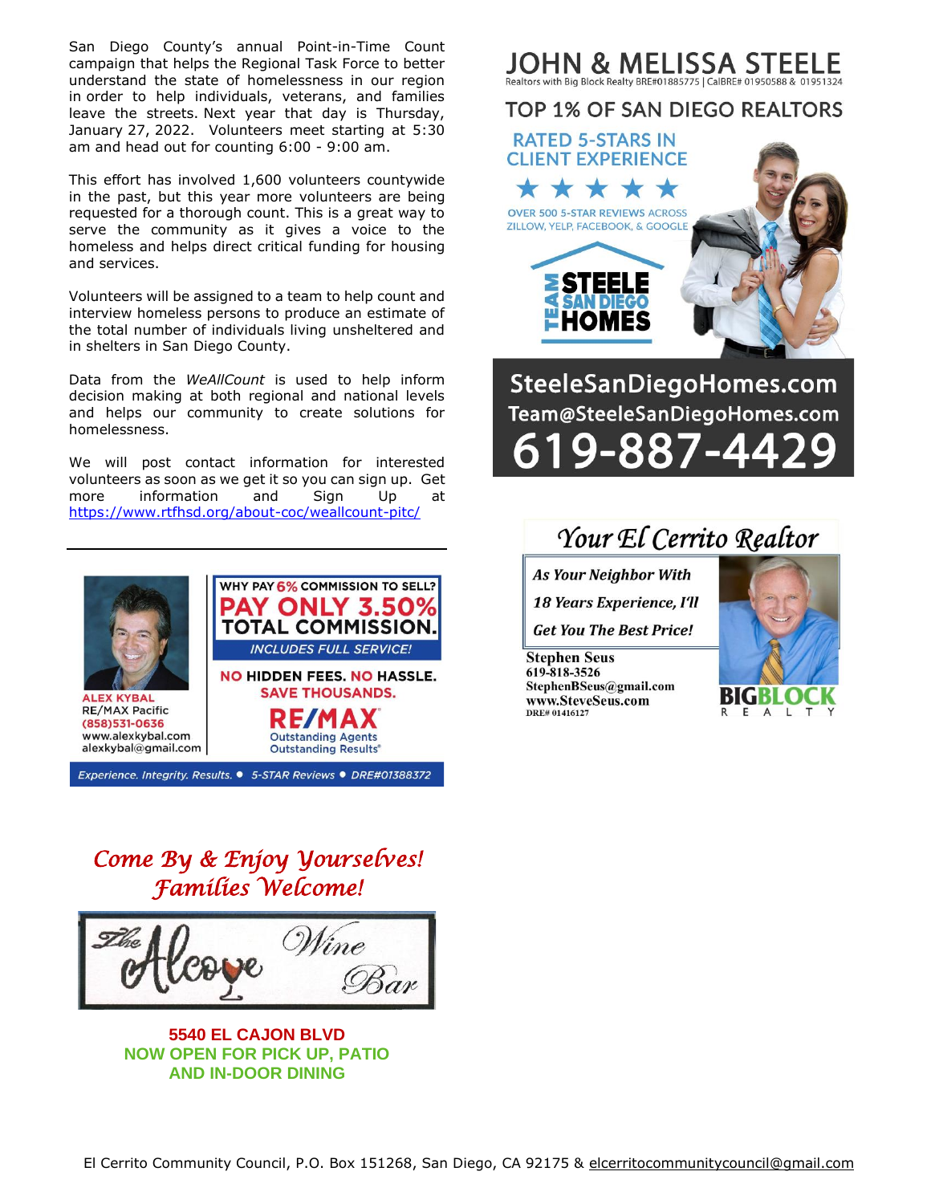San Diego County's annual Point-in-Time Count campaign that helps the Regional Task Force to better understand the state of homelessness in our region in order to help individuals, veterans, and families leave the streets. Next year that day is Thursday, January 27, 2022. Volunteers meet starting at 5:30 am and head out for counting 6:00 - 9:00 am.

This effort has involved 1,600 volunteers countywide in the past, but this year more volunteers are being requested for a thorough count. This is a great way to serve the community as it gives a voice to the homeless and helps direct critical funding for housing and services.

Volunteers will be assigned to a team to help count and interview homeless persons to produce an estimate of the total number of individuals living unsheltered and in shelters in San Diego County.

Data from the *WeAllCount* is used to help inform decision making at both regional and national levels and helps our community to create solutions for homelessness.

We will post contact information for interested volunteers as soon as we get it so you can sign up. Get more information and Sign Up at https://www.rtfhsd.org/about-coc/weallcount-pitc/

---

**ALEX KYBAL**
RE/MAX Pacific
(858)531-0636
www.alexkybal.com
alexkybal@gmail.com

**WHY PAY 6% COMMISSION TO SELL?**
**PAY ONLY 3.50% TOTAL COMMISSION.**
*INCLUDES FULL SERVICE!*

**NO HIDDEN FEES. NO HASSLE. SAVE THOUSANDS.**

RE/MAX
Outstanding Agents
Outstanding Results®

*Experience. Integrity. Results. • 5-STAR Reviews • DRE#01388372*

*Come By & Enjoy Yourselves!*
*Families Welcome!*

The Alcove Wine Bar

**5540 EL CAJON BLVD**
**NOW OPEN FOR PICK UP, PATIO AND IN-DOOR DINING**

# JOHN & MELISSA STEELE

Realtors with Big Block Realty BRE#01885775 | CalBRE# 01950588 & 01951324

## TOP 1% OF SAN DIEGO REALTORS

**RATED 5-STARS IN CLIENT EXPERIENCE**

★ ★ ★ ★ ★

OVER 500 5-STAR REVIEWS ACROSS ZILLOW, YELP, FACEBOOK, & GOOGLE

TEAM STEELE SAN DIEGO HOMES

**SteeleSanDiegoHomes.com**
**Team@SteeleSanDiegoHomes.com**
**619-887-4429**

## *Your El Cerrito Realtor*

***As Your Neighbor With 18 Years Experience, I'll Get You The Best Price!***

**Stephen Seus**
**619-818-3526**
**StephenBSeus@gmail.com**
**www.SteveSeus.com**
**DRE# 01416127**

BIGBLOCK REALTY

El Cerrito Community Council, P.O. Box 151268, San Diego, CA 92175 & elcerritocommunitycouncil@gmail.com